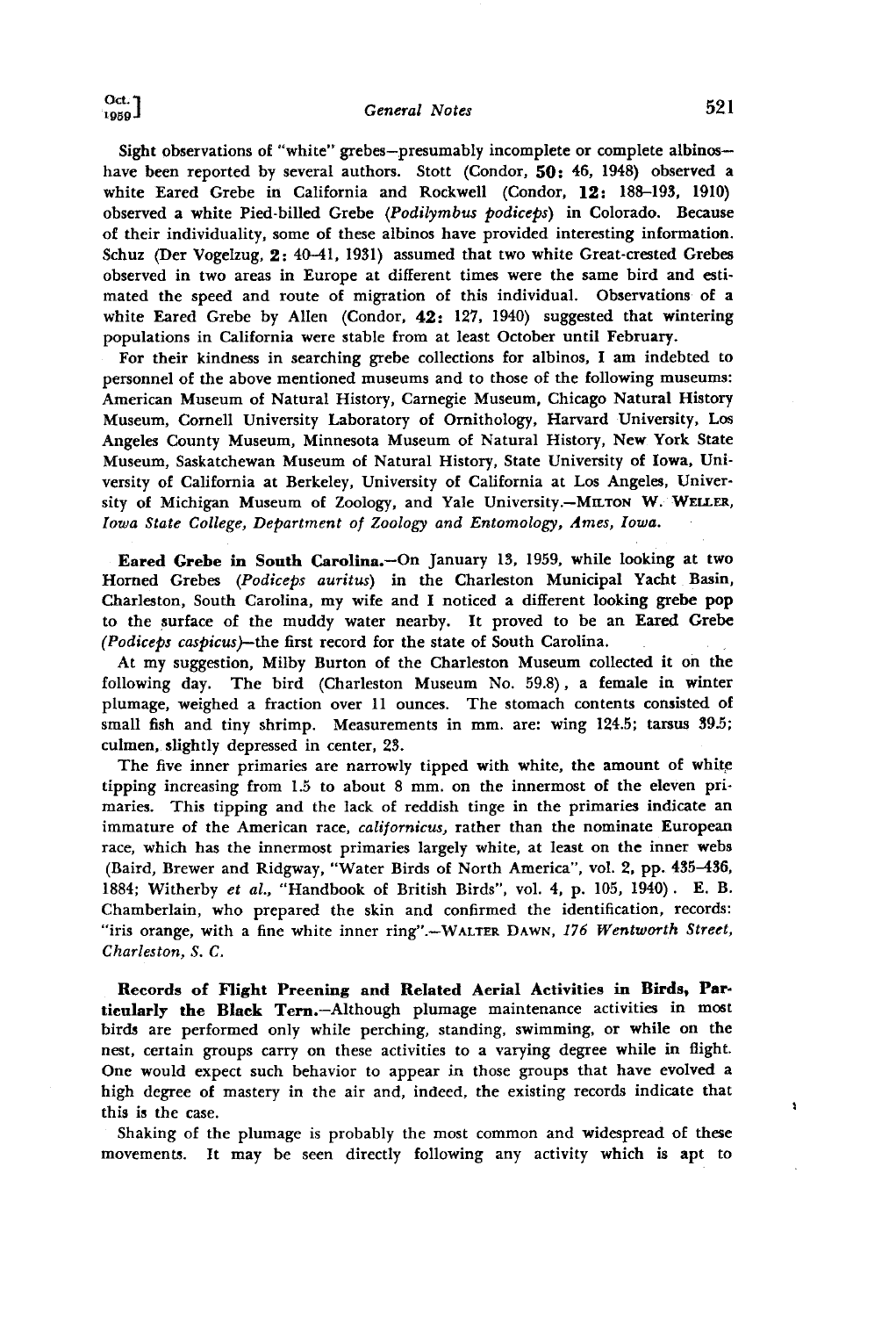Sight observations of "white" grebes—presumably incomplete or complete albinos—have been reported by several authors. Stott (Condor, **50**: 46, 1948) observed a white Eared Grebe in California and Rockwell (Condor, **12**: 188–193, 1910) observed a white Pied-billed Grebe (*Podilymbus podiceps*) in Colorado. Because of their individuality, some of these albinos have provided interesting information. Schuz (Der Vogelzug, **2**: 40–41, 1931) assumed that two white Great-crested Grebes observed in two areas in Europe at different times were the same bird and estimated the speed and route of migration of this individual. Observations of a white Eared Grebe by Allen (Condor, **42**: 127, 1940) suggested that wintering populations in California were stable from at least October until February.

For their kindness in searching grebe collections for albinos, I am indebted to personnel of the above mentioned museums and to those of the following museums: American Museum of Natural History, Carnegie Museum, Chicago Natural History Museum, Cornell University Laboratory of Ornithology, Harvard University, Los Angeles County Museum, Minnesota Museum of Natural History, New York State Museum, Saskatchewan Museum of Natural History, State University of Iowa, University of California at Berkeley, University of California at Los Angeles, University of Michigan Museum of Zoology, and Yale University.—Milton W. Weller, *Iowa State College, Department of Zoology and Entomology, Ames, Iowa.*

**Eared Grebe in South Carolina.**—On January 13, 1959, while looking at two Horned Grebes (*Podiceps auritus*) in the Charleston Municipal Yacht Basin, Charleston, South Carolina, my wife and I noticed a different looking grebe pop to the surface of the muddy water nearby. It proved to be an Eared Grebe (*Podiceps caspicus*)—the first record for the state of South Carolina.

At my suggestion, Milby Burton of the Charleston Museum collected it on the following day. The bird (Charleston Museum No. 59.8), a female in winter plumage, weighed a fraction over 11 ounces. The stomach contents consisted of small fish and tiny shrimp. Measurements in mm. are: wing 124.5; tarsus 39.5; culmen, slightly depressed in center, 23.

The five inner primaries are narrowly tipped with white, the amount of white tipping increasing from 1.5 to about 8 mm. on the innermost of the eleven primaries. This tipping and the lack of reddish tinge in the primaries indicate an immature of the American race, *californicus*, rather than the nominate European race, which has the innermost primaries largely white, at least on the inner webs (Baird, Brewer and Ridgway, "Water Birds of North America", vol. 2, pp. 435–436, 1884; Witherby *et al.*, "Handbook of British Birds", vol. 4, p. 105, 1940). E. B. Chamberlain, who prepared the skin and confirmed the identification, records: "iris orange, with a fine white inner ring".—Walter Dawn, *176 Wentworth Street, Charleston, S. C.*

**Records of Flight Preening and Related Aerial Activities in Birds, Particularly the Black Tern.**—Although plumage maintenance activities in most birds are performed only while perching, standing, swimming, or while on the nest, certain groups carry on these activities to a varying degree while in flight. One would expect such behavior to appear in those groups that have evolved a high degree of mastery in the air and, indeed, the existing records indicate that this is the case.

Shaking of the plumage is probably the most common and widespread of these movements. It may be seen directly following any activity which is apt to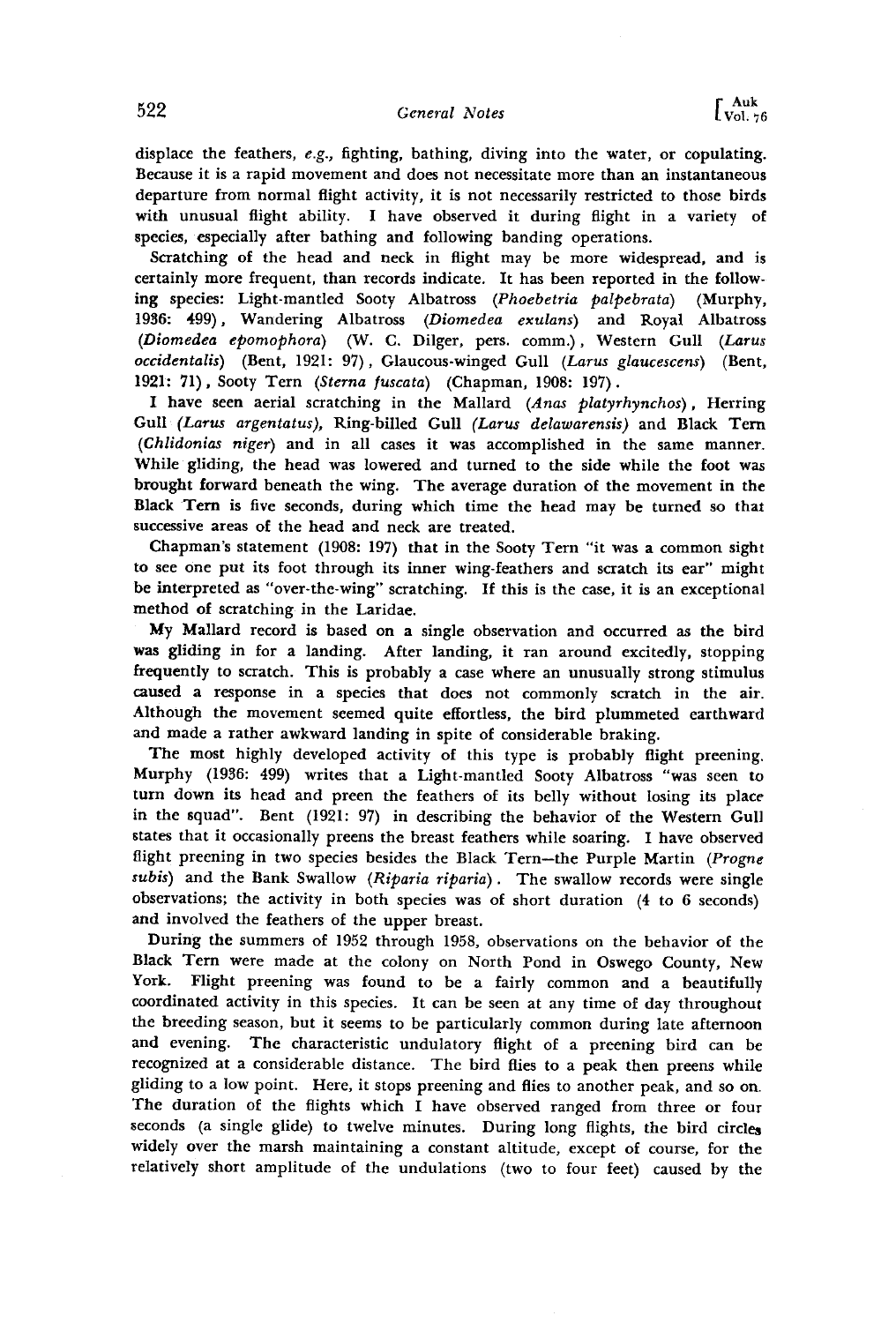displace the feathers, *e.g.*, fighting, bathing, diving into the water, or copulating. Because it is a rapid movement and does not necessitate more than an instantaneous departure from normal flight activity, it is not necessarily restricted to those birds with unusual flight ability. I have observed it during flight in a variety of species, especially after bathing and following banding operations.

Scratching of the head and neck in flight may be more widespread, and is certainly more frequent, than records indicate. It has been reported in the following species: Light-mantled Sooty Albatross (*Phoebetria palpebrata*) (Murphy, 1936: 499), Wandering Albatross (*Diomedea exulans*) and Royal Albatross (*Diomedea epomophora*) (W. C. Dilger, pers. comm.), Western Gull (*Larus occidentalis*) (Bent, 1921: 97), Glaucous-winged Gull (*Larus glaucescens*) (Bent, 1921: 71), Sooty Tern (*Sterna fuscata*) (Chapman, 1908: 197).

I have seen aerial scratching in the Mallard (*Anas platyrhynchos*), Herring Gull (*Larus argentatus*), Ring-billed Gull (*Larus delawarensis*) and Black Tern (*Chlidonias niger*) and in all cases it was accomplished in the same manner. While gliding, the head was lowered and turned to the side while the foot was brought forward beneath the wing. The average duration of the movement in the Black Tern is five seconds, during which time the head may be turned so that successive areas of the head and neck are treated.

Chapman's statement (1908: 197) that in the Sooty Tern "it was a common sight to see one put its foot through its inner wing-feathers and scratch its ear" might be interpreted as "over-the-wing" scratching. If this is the case, it is an exceptional method of scratching in the Laridae.

My Mallard record is based on a single observation and occurred as the bird was gliding in for a landing. After landing, it ran around excitedly, stopping frequently to scratch. This is probably a case where an unusually strong stimulus caused a response in a species that does not commonly scratch in the air. Although the movement seemed quite effortless, the bird plummeted earthward and made a rather awkward landing in spite of considerable braking.

The most highly developed activity of this type is probably flight preening. Murphy (1936: 499) writes that a Light-mantled Sooty Albatross "was seen to turn down its head and preen the feathers of its belly without losing its place in the squad". Bent (1921: 97) in describing the behavior of the Western Gull states that it occasionally preens the breast feathers while soaring. I have observed flight preening in two species besides the Black Tern—the Purple Martin (*Progne subis*) and the Bank Swallow (*Riparia riparia*). The swallow records were single observations; the activity in both species was of short duration (4 to 6 seconds) and involved the feathers of the upper breast.

During the summers of 1952 through 1958, observations on the behavior of the Black Tern were made at the colony on North Pond in Oswego County, New York. Flight preening was found to be a fairly common and a beautifully coordinated activity in this species. It can be seen at any time of day throughout the breeding season, but it seems to be particularly common during late afternoon and evening. The characteristic undulatory flight of a preening bird can be recognized at a considerable distance. The bird flies to a peak then preens while gliding to a low point. Here, it stops preening and flies to another peak, and so on. The duration of the flights which I have observed ranged from three or four seconds (a single glide) to twelve minutes. During long flights, the bird circles widely over the marsh maintaining a constant altitude, except of course, for the relatively short amplitude of the undulations (two to four feet) caused by the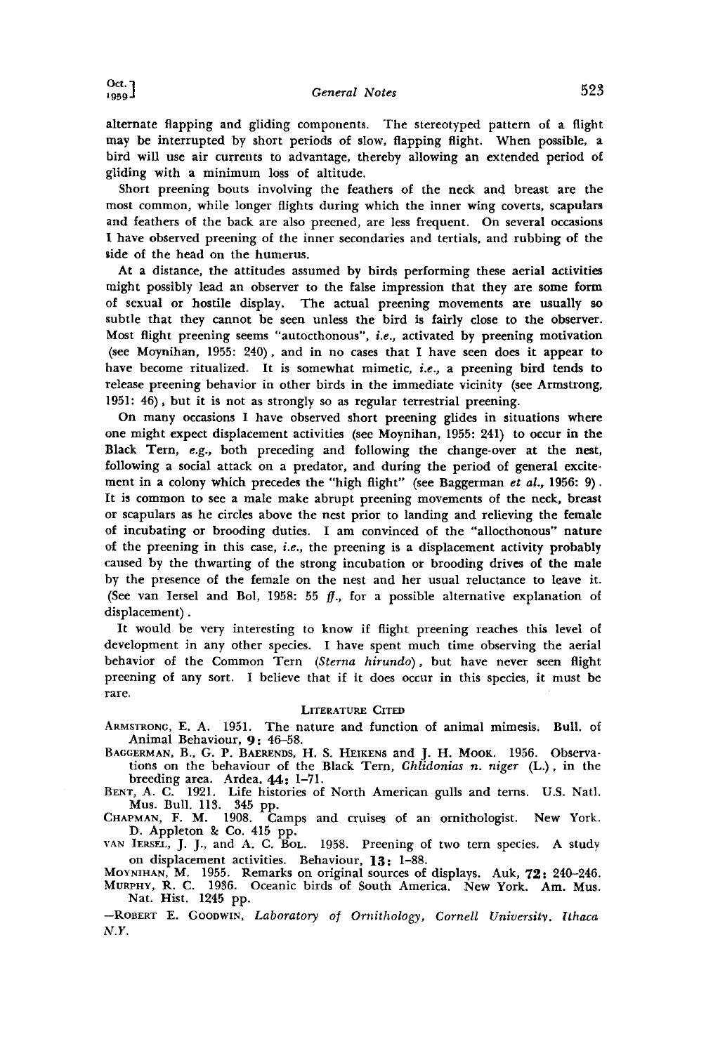alternate flapping and gliding components. The stereotyped pattern of a flight may be interrupted by short periods of slow, flapping flight. When possible, a bird will use air currents to advantage, thereby allowing an extended period of gliding with a minimum loss of altitude.

Short preening bouts involving the feathers of the neck and breast are the most common, while longer flights during which the inner wing coverts, scapulars and feathers of the back are also preened, are less frequent. On several occasions I have observed preening of the inner secondaries and tertials, and rubbing of the side of the head on the humerus.

At a distance, the attitudes assumed by birds performing these aerial activities might possibly lead an observer to the false impression that they are some form of sexual or hostile display. The actual preening movements are usually so subtle that they cannot be seen unless the bird is fairly close to the observer. Most flight preening seems "autocthonous", *i.e.*, activated by preening motivation (see Moynihan, 1955: 240), and in no cases that I have seen does it appear to have become ritualized. It is somewhat mimetic, *i.e.*, a preening bird tends to release preening behavior in other birds in the immediate vicinity (see Armstrong, 1951: 46), but it is not as strongly so as regular terrestrial preening.

On many occasions I have observed short preening glides in situations where one might expect displacement activities (see Moynihan, 1955: 241) to occur in the Black Tern, *e.g.*, both preceding and following the change-over at the nest, following a social attack on a predator, and during the period of general excitement in a colony which precedes the "high flight" (see Baggerman *et al.*, 1956: 9). It is common to see a male make abrupt preening movements of the neck, breast or scapulars as he circles above the nest prior to landing and relieving the female of incubating or brooding duties. I am convinced of the "allocthonous" nature of the preening in this case, *i.e.*, the preening is a displacement activity probably caused by the thwarting of the strong incubation or brooding drives of the male by the presence of the female on the nest and her usual reluctance to leave it. (See van Iersel and Bol, 1958: 55 *ff.*, for a possible alternative explanation of displacement).

It would be very interesting to know if flight preening reaches this level of development in any other species. I have spent much time observing the aerial behavior of the Common Tern (*Sterna hirundo*), but have never seen flight preening of any sort. I believe that if it does occur in this species, it must be rare.

## Literature Cited

Armstrong, E. A. 1951. The nature and function of animal mimesis. Bull. of Animal Behaviour, **9**: 46–58.

Baggerman, B., G. P. Baerends, H. S. Heikens and J. H. Mook. 1956. Observations on the behaviour of the Black Tern, *Chlidonias n. niger* (L.), in the breeding area. Ardea, **44**: 1–71.

Bent, A. C. 1921. Life histories of North American gulls and terns. U.S. Natl. Mus. Bull. 113. 345 pp.

Chapman, F. M. 1908. Camps and cruises of an ornithologist. New York. D. Appleton & Co. 415 pp.

van Iersel, J. J., and A. C. Bol. 1958. Preening of two tern species. A study on displacement activities. Behaviour, **13**: 1–88.

Moynihan, M. 1955. Remarks on original sources of displays. Auk, **72**: 240–246.

Murphy, R. C. 1936. Oceanic birds of South America. New York. Am. Mus. Nat. Hist. 1245 pp.

—Robert E. Goodwin, *Laboratory of Ornithology, Cornell University, Ithaca N.Y.*